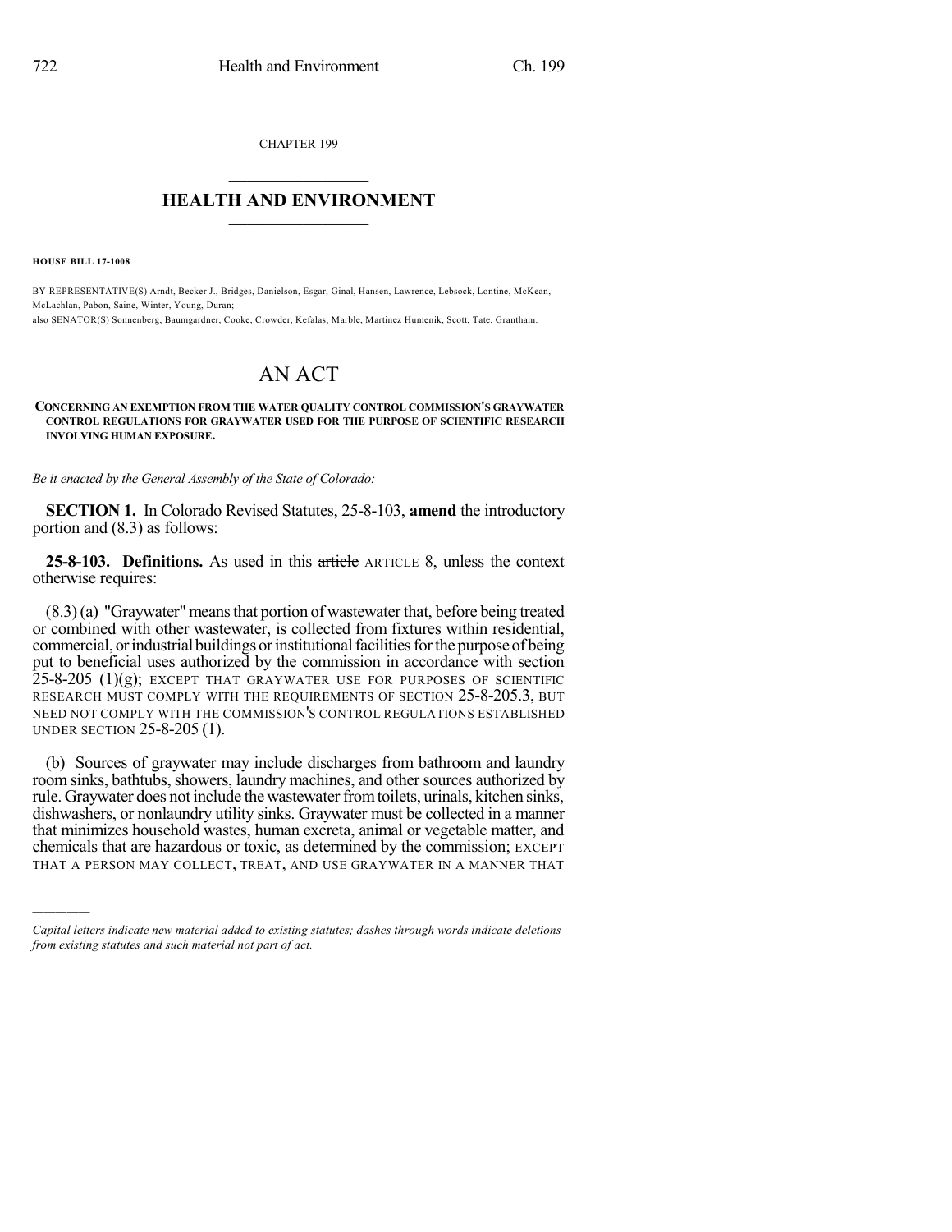CHAPTER 199

# HEALTH AND ENVIRONMENT

**HOUSE BILL 17-1008**

BY REPRESENTATIVE(S) Arndt, Becker J., Bridges, Danielson, Esgar, Ginal, Hansen, Lawrence, Lebsock, Lontine, McKean, McLachlan, Pabon, Saine, Winter, Young, Duran;
also SENATOR(S) Sonnenberg, Baumgardner, Cooke, Crowder, Kefalas, Marble, Martinez Humenik, Scott, Tate, Grantham.

# AN ACT

**CONCERNING AN EXEMPTION FROM THE WATER QUALITY CONTROL COMMISSION'S GRAYWATER CONTROL REGULATIONS FOR GRAYWATER USED FOR THE PURPOSE OF SCIENTIFIC RESEARCH INVOLVING HUMAN EXPOSURE.**

*Be it enacted by the General Assembly of the State of Colorado:*

**SECTION 1.** In Colorado Revised Statutes, 25-8-103, **amend** the introductory portion and (8.3) as follows:

**25-8-103. Definitions.** As used in this ~~article~~ ARTICLE 8, unless the context otherwise requires:

(8.3) (a) "Graywater" means that portion of wastewater that, before being treated or combined with other wastewater, is collected from fixtures within residential, commercial, or industrial buildings or institutional facilities for the purpose of being put to beneficial uses authorized by the commission in accordance with section 25-8-205 (1)(g); EXCEPT THAT GRAYWATER USE FOR PURPOSES OF SCIENTIFIC RESEARCH MUST COMPLY WITH THE REQUIREMENTS OF SECTION 25-8-205.3, BUT NEED NOT COMPLY WITH THE COMMISSION'S CONTROL REGULATIONS ESTABLISHED UNDER SECTION 25-8-205 (1).

(b) Sources of graywater may include discharges from bathroom and laundry room sinks, bathtubs, showers, laundry machines, and other sources authorized by rule. Graywater does not include the wastewater from toilets, urinals, kitchen sinks, dishwashers, or nonlaundry utility sinks. Graywater must be collected in a manner that minimizes household wastes, human excreta, animal or vegetable matter, and chemicals that are hazardous or toxic, as determined by the commission; EXCEPT THAT A PERSON MAY COLLECT, TREAT, AND USE GRAYWATER IN A MANNER THAT

*Capital letters indicate new material added to existing statutes; dashes through words indicate deletions from existing statutes and such material not part of act.*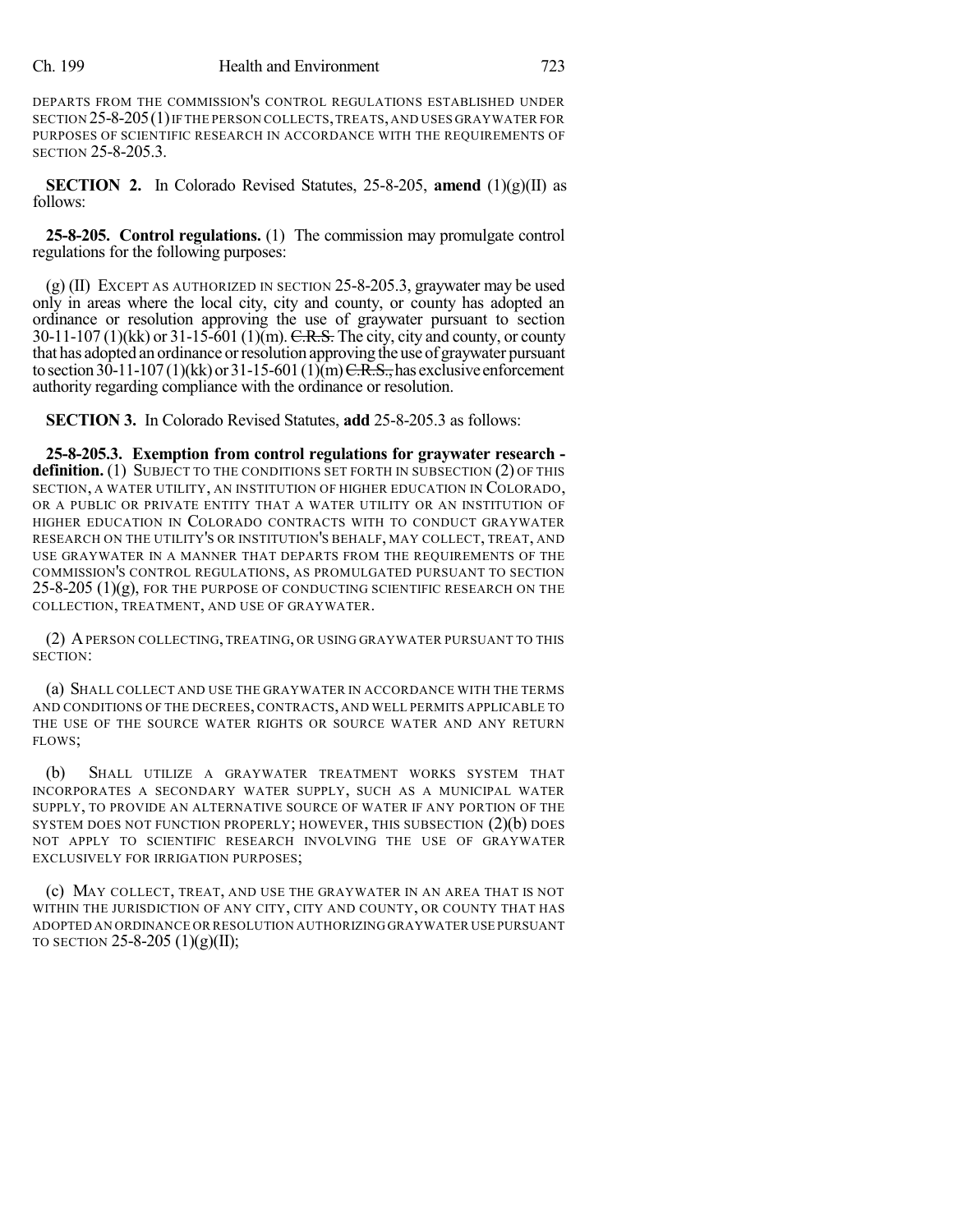DEPARTS FROM THE COMMISSION'S CONTROL REGULATIONS ESTABLISHED UNDER SECTION 25-8-205 (1) IF THE PERSON COLLECTS, TREATS, AND USES GRAYWATER FOR PURPOSES OF SCIENTIFIC RESEARCH IN ACCORDANCE WITH THE REQUIREMENTS OF SECTION 25-8-205.3.

**SECTION 2.** In Colorado Revised Statutes, 25-8-205, **amend** (1)(g)(II) as follows:

**25-8-205. Control regulations.** (1) The commission may promulgate control regulations for the following purposes:

(g) (II) EXCEPT AS AUTHORIZED IN SECTION 25-8-205.3, graywater may be used only in areas where the local city, city and county, or county has adopted an ordinance or resolution approving the use of graywater pursuant to section 30-11-107 (1)(kk) or 31-15-601 (1)(m). ~~C.R.S.~~ The city, city and county, or county that has adopted an ordinance or resolution approving the use of graywater pursuant to section 30-11-107 (1)(kk) or 31-15-601 (1)(m) ~~C.R.S.,~~ has exclusive enforcement authority regarding compliance with the ordinance or resolution.

**SECTION 3.** In Colorado Revised Statutes, **add** 25-8-205.3 as follows:

**25-8-205.3. Exemption from control regulations for graywater research - definition.** (1) SUBJECT TO THE CONDITIONS SET FORTH IN SUBSECTION (2) OF THIS SECTION, A WATER UTILITY, AN INSTITUTION OF HIGHER EDUCATION IN COLORADO, OR A PUBLIC OR PRIVATE ENTITY THAT A WATER UTILITY OR AN INSTITUTION OF HIGHER EDUCATION IN COLORADO CONTRACTS WITH TO CONDUCT GRAYWATER RESEARCH ON THE UTILITY'S OR INSTITUTION'S BEHALF, MAY COLLECT, TREAT, AND USE GRAYWATER IN A MANNER THAT DEPARTS FROM THE REQUIREMENTS OF THE COMMISSION'S CONTROL REGULATIONS, AS PROMULGATED PURSUANT TO SECTION 25-8-205 (1)(g), FOR THE PURPOSE OF CONDUCTING SCIENTIFIC RESEARCH ON THE COLLECTION, TREATMENT, AND USE OF GRAYWATER.

(2) A PERSON COLLECTING, TREATING, OR USING GRAYWATER PURSUANT TO THIS SECTION:

(a) SHALL COLLECT AND USE THE GRAYWATER IN ACCORDANCE WITH THE TERMS AND CONDITIONS OF THE DECREES, CONTRACTS, AND WELL PERMITS APPLICABLE TO THE USE OF THE SOURCE WATER RIGHTS OR SOURCE WATER AND ANY RETURN FLOWS;

(b) SHALL UTILIZE A GRAYWATER TREATMENT WORKS SYSTEM THAT INCORPORATES A SECONDARY WATER SUPPLY, SUCH AS A MUNICIPAL WATER SUPPLY, TO PROVIDE AN ALTERNATIVE SOURCE OF WATER IF ANY PORTION OF THE SYSTEM DOES NOT FUNCTION PROPERLY; HOWEVER, THIS SUBSECTION (2)(b) DOES NOT APPLY TO SCIENTIFIC RESEARCH INVOLVING THE USE OF GRAYWATER EXCLUSIVELY FOR IRRIGATION PURPOSES;

(c) MAY COLLECT, TREAT, AND USE THE GRAYWATER IN AN AREA THAT IS NOT WITHIN THE JURISDICTION OF ANY CITY, CITY AND COUNTY, OR COUNTY THAT HAS ADOPTED AN ORDINANCE OR RESOLUTION AUTHORIZING GRAYWATER USE PURSUANT TO SECTION 25-8-205 (1)(g)(II);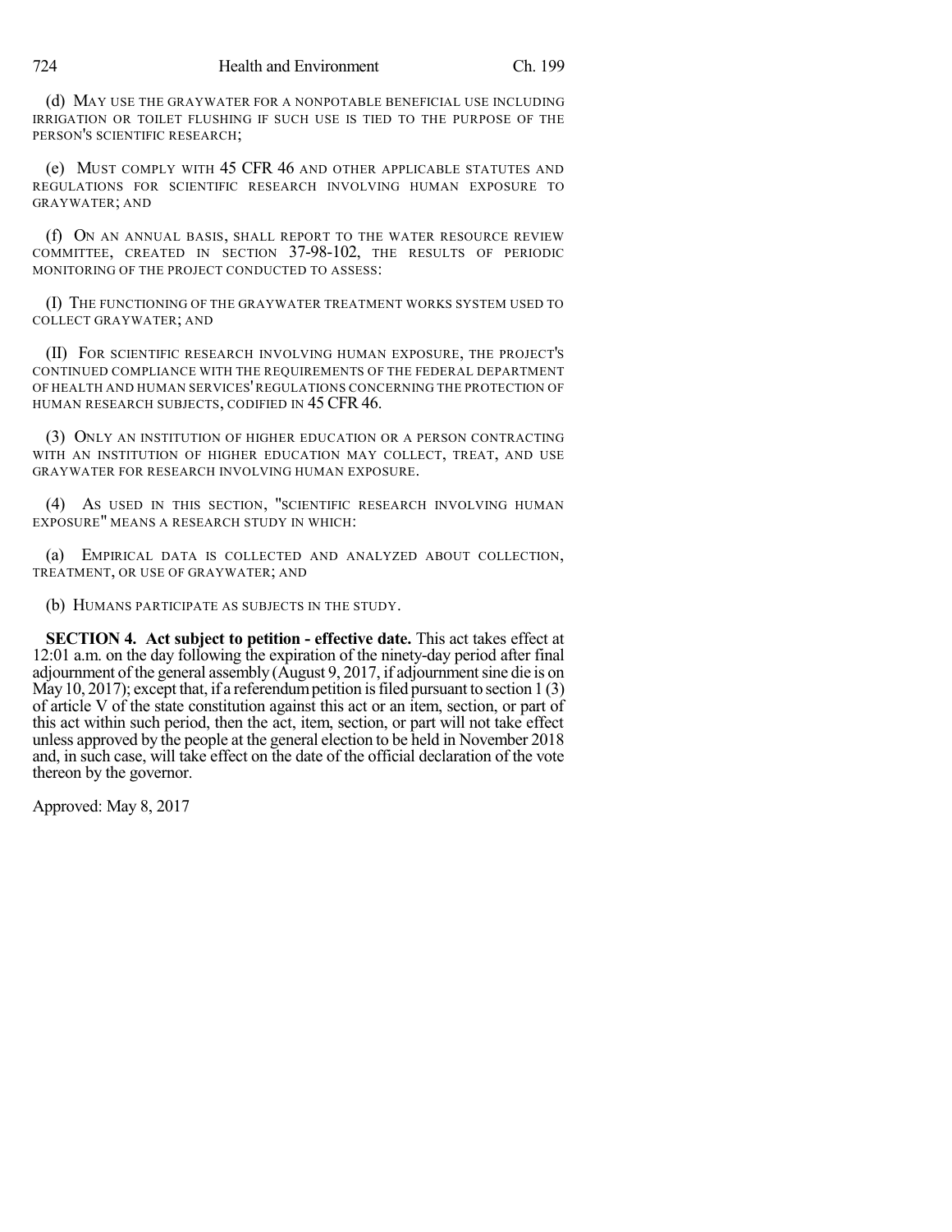(d) MAY USE THE GRAYWATER FOR A NONPOTABLE BENEFICIAL USE INCLUDING IRRIGATION OR TOILET FLUSHING IF SUCH USE IS TIED TO THE PURPOSE OF THE PERSON'S SCIENTIFIC RESEARCH;

(e) MUST COMPLY WITH 45 CFR 46 AND OTHER APPLICABLE STATUTES AND REGULATIONS FOR SCIENTIFIC RESEARCH INVOLVING HUMAN EXPOSURE TO GRAYWATER; AND

(f) ON AN ANNUAL BASIS, SHALL REPORT TO THE WATER RESOURCE REVIEW COMMITTEE, CREATED IN SECTION 37-98-102, THE RESULTS OF PERIODIC MONITORING OF THE PROJECT CONDUCTED TO ASSESS:

(I) THE FUNCTIONING OF THE GRAYWATER TREATMENT WORKS SYSTEM USED TO COLLECT GRAYWATER; AND

(II) FOR SCIENTIFIC RESEARCH INVOLVING HUMAN EXPOSURE, THE PROJECT'S CONTINUED COMPLIANCE WITH THE REQUIREMENTS OF THE FEDERAL DEPARTMENT OF HEALTH AND HUMAN SERVICES' REGULATIONS CONCERNING THE PROTECTION OF HUMAN RESEARCH SUBJECTS, CODIFIED IN 45 CFR 46.

(3) ONLY AN INSTITUTION OF HIGHER EDUCATION OR A PERSON CONTRACTING WITH AN INSTITUTION OF HIGHER EDUCATION MAY COLLECT, TREAT, AND USE GRAYWATER FOR RESEARCH INVOLVING HUMAN EXPOSURE.

(4) AS USED IN THIS SECTION, "SCIENTIFIC RESEARCH INVOLVING HUMAN EXPOSURE" MEANS A RESEARCH STUDY IN WHICH:

(a) EMPIRICAL DATA IS COLLECTED AND ANALYZED ABOUT COLLECTION, TREATMENT, OR USE OF GRAYWATER; AND

(b) HUMANS PARTICIPATE AS SUBJECTS IN THE STUDY.

**SECTION 4. Act subject to petition - effective date.** This act takes effect at 12:01 a.m. on the day following the expiration of the ninety-day period after final adjournment of the general assembly (August 9, 2017, if adjournment sine die is on May 10, 2017); except that, if a referendum petition is filed pursuant to section 1 (3) of article V of the state constitution against this act or an item, section, or part of this act within such period, then the act, item, section, or part will not take effect unless approved by the people at the general election to be held in November 2018 and, in such case, will take effect on the date of the official declaration of the vote thereon by the governor.

Approved: May 8, 2017